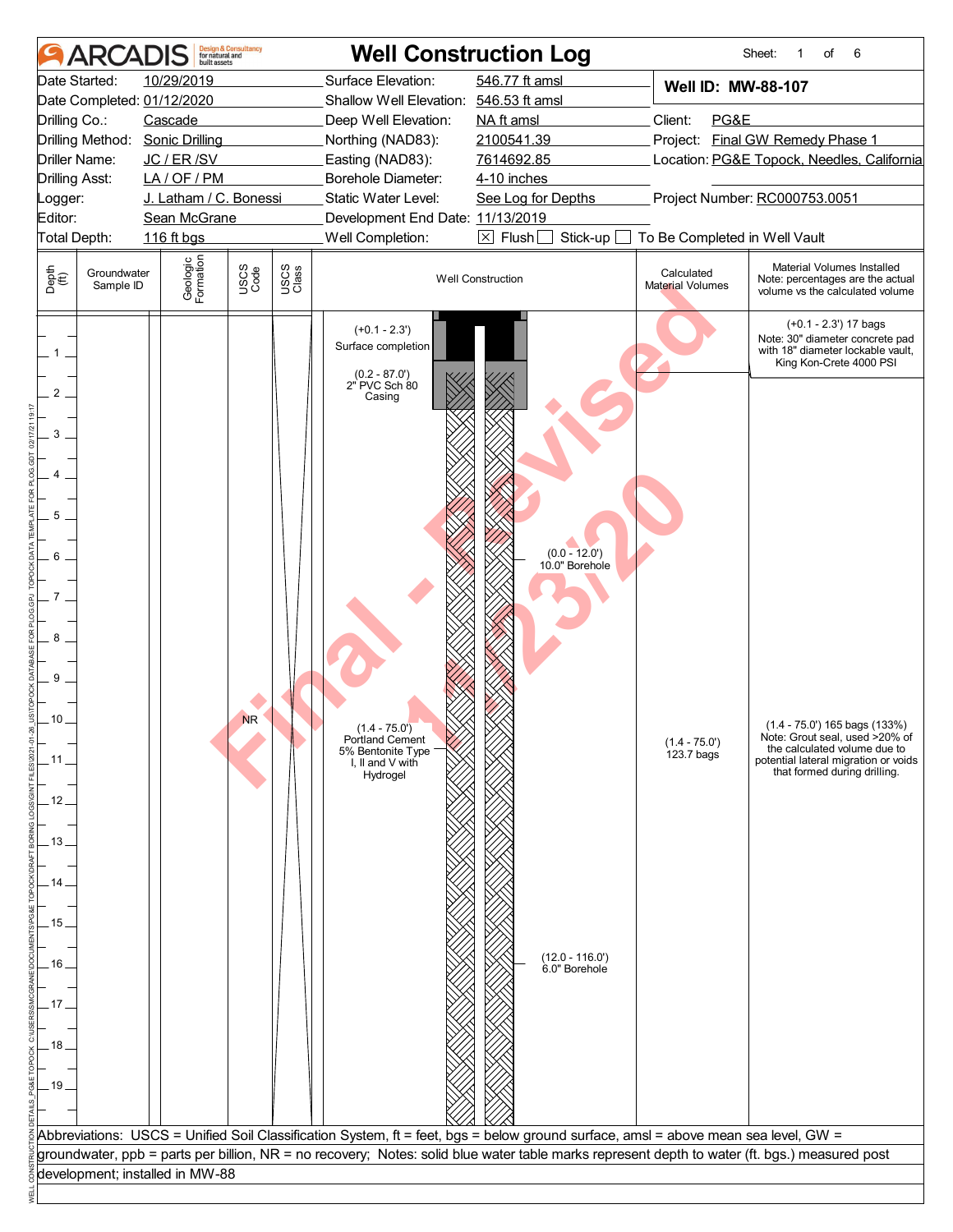# Well Construction Log

| | | | | | |
|---|---|---|---|---|---|
| Date Started: | 10/29/2019 | Surface Elevation: | 546.77 ft amsl | **Well ID: MW-88-107** | |
| Date Completed: | 01/12/2020 | Shallow Well Elevation: | 546.53 ft amsl | | |
| Drilling Co.: | Cascade | Deep Well Elevation: | NA ft amsl | Client: | PG&E |
| Drilling Method: | Sonic Drilling | Northing (NAD83): | 2100541.39 | Project: | Final GW Remedy Phase 1 |
| Driller Name: | JC / ER /SV | Easting (NAD83): | 7614692.85 | Location: | PG&E Topock, Needles, California |
| Drilling Asst: | LA / OF / PM | Borehole Diameter: | 4-10 inches | | |
| Logger: | J. Latham / C. Bonessi | Static Water Level: | See Log for Depths | Project Number: | RC000753.0051 |
| Editor: | Sean McGrane | Development End Date: | 11/13/2019 | | |
| Total Depth: | 116 ft bgs | Well Completion: | ☒ Flush ☐ Stick-up ☐ To Be Completed in Well Vault | | |

| Depth (ft) | Groundwater Sample ID | Geologic Formation | USCS Code | USCS Class | Well Construction | Calculated Material Volumes | Material Volumes Installed Note: percentages are the actual volume vs the calculated volume |
|---|---|---|---|---|---|---|---|
| 0–2.3 | | | | | (+0.1 - 2.3') Surface completion | | (+0.1 - 2.3') 17 bags Note: 30" diameter concrete pad with 18" diameter lockable vault, King Kon-Crete 4000 PSI |
| | | | | | (0.2 - 87.0') 2" PVC Sch 80 Casing | | |
| | | | | | (0.0 - 12.0') 10.0" Borehole | | |
| 10 | | | NR | | (1.4 - 75.0') Portland Cement 5% Bentonite Type I, II and V with Hydrogel | (1.4 - 75.0') 123.7 bags | (1.4 - 75.0') 165 bags (133%) Note: Grout seal, used >20% of the calculated volume due to potential lateral migration or voids that formed during drilling. |
| | | | | | (12.0 - 116.0') 6.0" Borehole | | |

Abbreviations: USCS = Unified Soil Classification System, ft = feet, bgs = below ground surface, amsl = above mean sea level, GW = groundwater, ppb = parts per billion, NR = no recovery; Notes: solid blue water table marks represent depth to water (ft. bgs.) measured post development; installed in MW-88

Final - Revised 1/13/20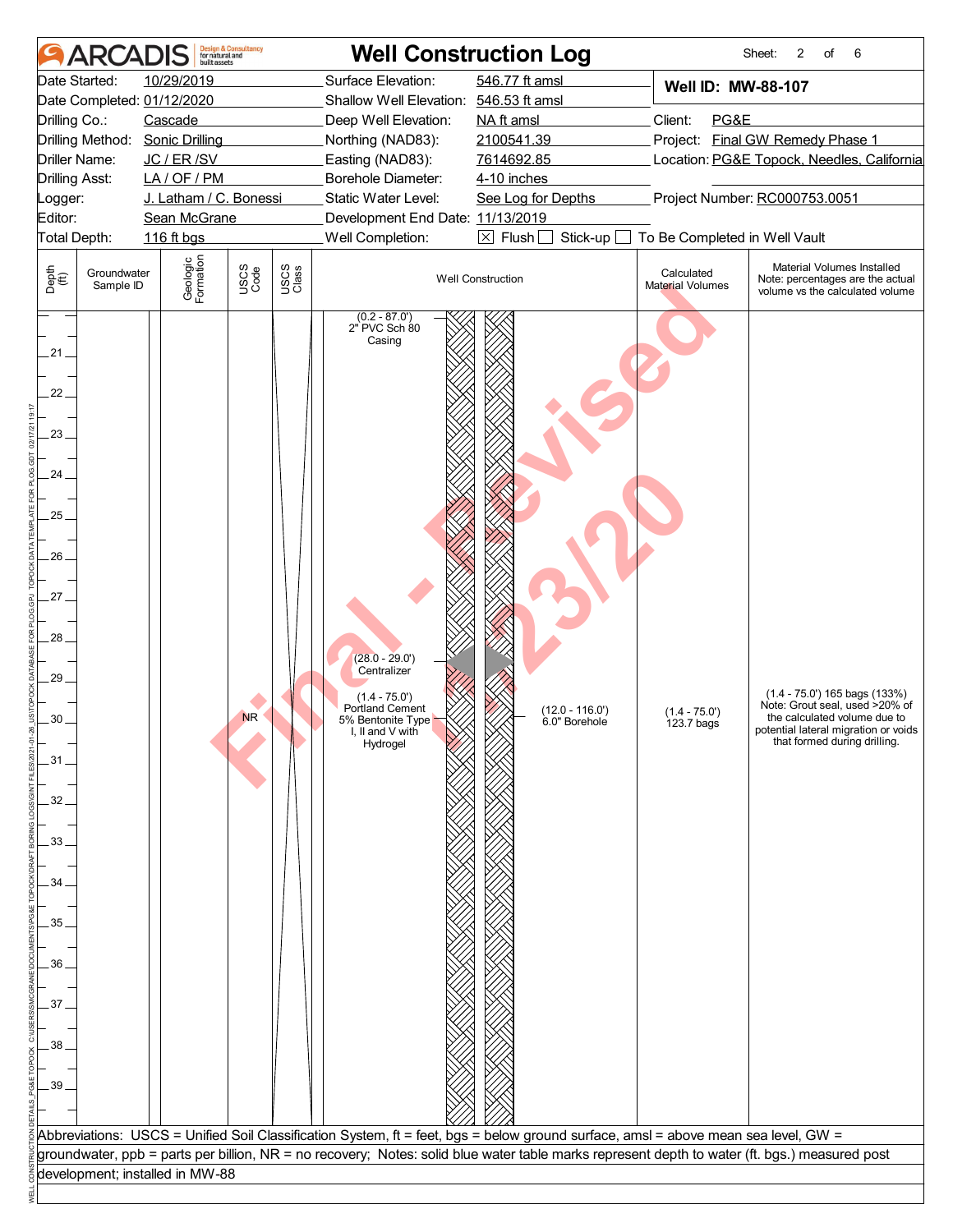# ARCADIS — Well Construction Log

Sheet: 2 of 6

| | | | |
|---|---|---|---|
| Date Started: | 10/29/2019 | Surface Elevation: | 546.77 ft amsl |
| Date Completed: | 01/12/2020 | Shallow Well Elevation: | 546.53 ft amsl |
| Drilling Co.: | Cascade | Deep Well Elevation: | NA ft amsl |
| Drilling Method: | Sonic Drilling | Northing (NAD83): | 2100541.39 |
| Driller Name: | JC / ER /SV | Easting (NAD83): | 7614692.85 |
| Drilling Asst: | LA / OF / PM | Borehole Diameter: | 4-10 inches |
| Logger: | J. Latham / C. Bonessi | Static Water Level: | See Log for Depths |
| Editor: | Sean McGrane | Development End Date: | 11/13/2019 |
| Total Depth: | 116 ft bgs | Well Completion: | ☒ Flush ☐ Stick-up ☐ To Be Completed in Well Vault |

**Well ID: MW-88-107**

Client: PG&E
Project: Final GW Remedy Phase 1
Location: PG&E Topock, Needles, California
Project Number: RC000753.0051

| Depth (ft) | Groundwater Sample ID | Geologic Formation | USCS Code | USCS Class | Well Construction | Calculated Material Volumes | Material Volumes Installed (Note: percentages are the actual volume vs the calculated volume) |
|---|---|---|---|---|---|---|---|
| 21–39 | | | NR | | (0.2 - 87.0') 2" PVC Sch 80 Casing; (28.0 - 29.0') Centralizer; (1.4 - 75.0') Portland Cement 5% Bentonite Type I, II and V with Hydrogel; (12.0 - 116.0') 6.0" Borehole | (1.4 - 75.0') 123.7 bags | (1.4 - 75.0') 165 bags (133%) Note: Grout seal, used >20% of the calculated volume due to potential lateral migration or voids that formed during drilling. |

Abbreviations: USCS = Unified Soil Classification System, ft = feet, bgs = below ground surface, amsl = above mean sea level, GW = groundwater, ppb = parts per billion, NR = no recovery; Notes: solid blue water table marks represent depth to water (ft. bgs.) measured post development; installed in MW-88

Final - Revised 2/23/20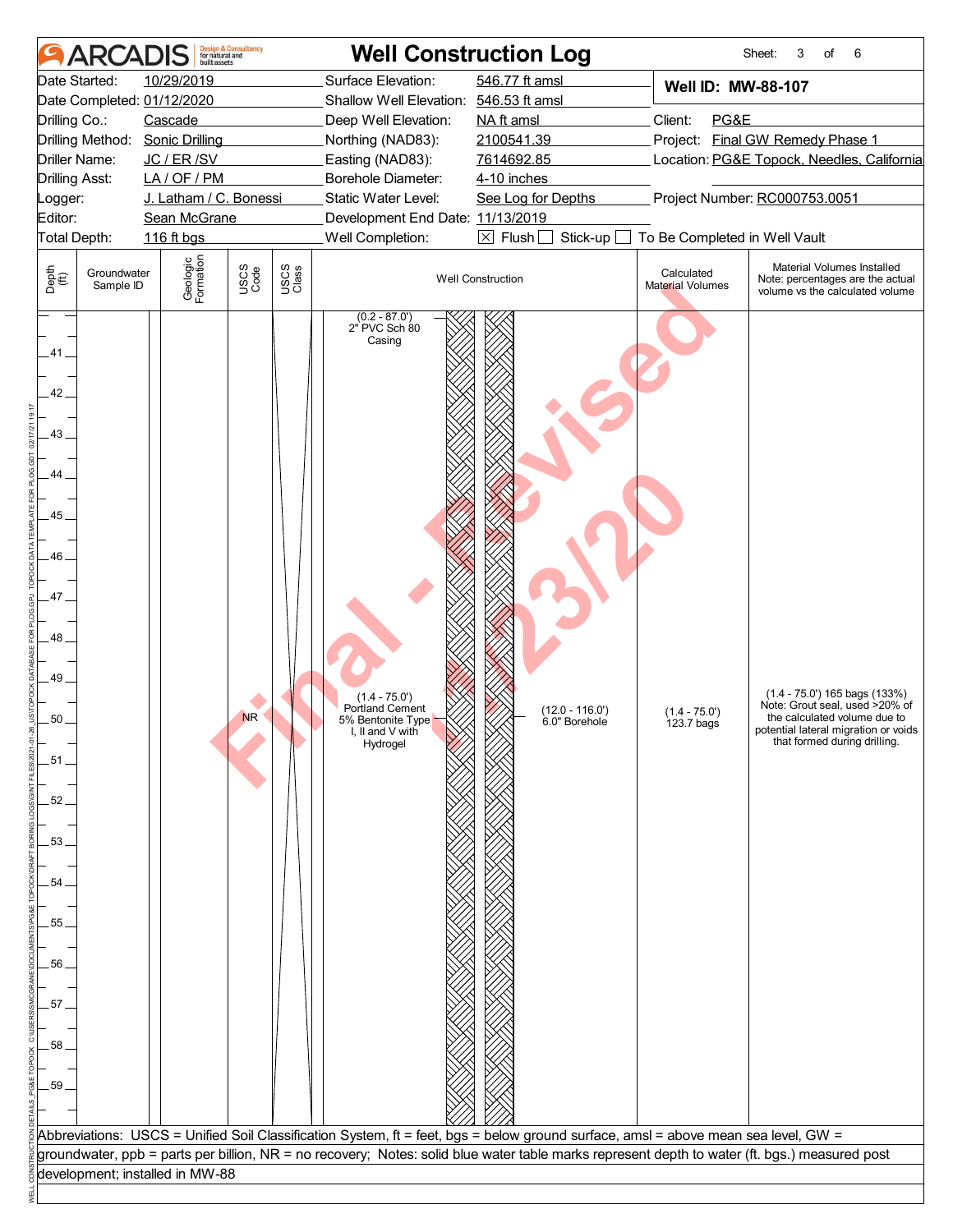# ARCADIS — Well Construction Log

Sheet: 3 of 6

| | | | |
|---|---|---|---|
| Date Started: | 10/29/2019 | Surface Elevation: | 546.77 ft amsl |
| Date Completed: | 01/12/2020 | Shallow Well Elevation: | 546.53 ft amsl |
| Drilling Co.: | Cascade | Deep Well Elevation: | NA ft amsl |
| Drilling Method: | Sonic Drilling | Northing (NAD83): | 2100541.39 |
| Driller Name: | JC / ER /SV | Easting (NAD83): | 7614692.85 |
| Drilling Asst: | LA / OF / PM | Borehole Diameter: | 4-10 inches |
| Logger: | J. Latham / C. Bonessi | Static Water Level: | See Log for Depths |
| Editor: | Sean McGrane | Development End Date: | 11/13/2019 |
| Total Depth: | 116 ft bgs | Well Completion: | ☒ Flush ☐ Stick-up ☐ To Be Completed in Well Vault |

**Well ID: MW-88-107**

Client: PG&E
Project: Final GW Remedy Phase 1
Location: PG&E Topock, Needles, California
Project Number: RC000753.0051

| Depth (ft) | Groundwater Sample ID | Geologic Formation | USCS Code | USCS Class | Well Construction | Calculated Material Volumes | Material Volumes Installed Note: percentages are the actual volume vs the calculated volume |
|---|---|---|---|---|---|---|---|
| 40–59 | | | NR | | (0.2 - 87.0') 2" PVC Sch 80 Casing; (1.4 - 75.0') Portland Cement 5% Bentonite Type I, II and V with Hydrogel; (12.0 - 116.0') 6.0" Borehole | (1.4 - 75.0') 123.7 bags | (1.4 - 75.0') 165 bags (133%) Note: Grout seal, used >20% of the calculated volume due to potential lateral migration or voids that formed during drilling. |

Abbreviations: USCS = Unified Soil Classification System, ft = feet, bgs = below ground surface, amsl = above mean sea level, GW = groundwater, ppb = parts per billion, NR = no recovery; Notes: solid blue water table marks represent depth to water (ft. bgs.) measured post development; installed in MW-88

Final - Revised 4/23/20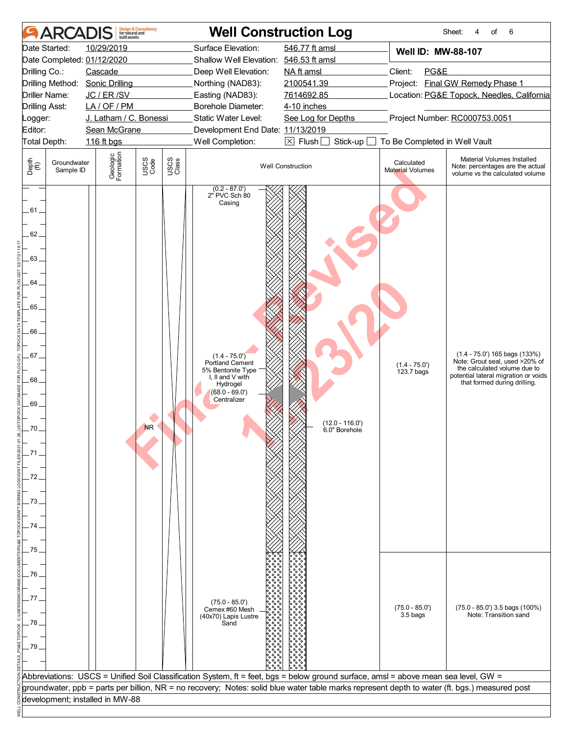# ARCADIS — Well Construction Log

Sheet: 4 of 6

| | | | |
|---|---|---|---|
| Date Started: 10/29/2019 | Surface Elevation: 546.77 ft amsl | **Well ID: MW-88-107** | |
| Date Completed: 01/12/2020 | Shallow Well Elevation: 546.53 ft amsl | | |
| Drilling Co.: Cascade | Deep Well Elevation: NA ft amsl | Client: PG&E | |
| Drilling Method: Sonic Drilling | Northing (NAD83): 2100541.39 | Project: Final GW Remedy Phase 1 | |
| Driller Name: JC / ER /SV | Easting (NAD83): 7614692.85 | Location: PG&E Topock, Needles, California | |
| Drilling Asst: LA / OF / PM | Borehole Diameter: 4-10 inches | | |
| Logger: J. Latham / C. Bonessi | Static Water Level: See Log for Depths | Project Number: RC000753.0051 | |
| Editor: Sean McGrane | Development End Date: 11/13/2019 | | |
| Total Depth: 116 ft bgs | Well Completion: ☒ Flush ☐ Stick-up ☐ To Be Completed in Well Vault | | |

| Depth (ft) | Groundwater Sample ID | Geologic Formation | USCS Code | USCS Class | Well Construction | Calculated Material Volumes | Material Volumes Installed Note: percentages are the actual volume vs the calculated volume |
|---|---|---|---|---|---|---|---|
| 60–75 | | | NR | | (0.2 - 87.0') 2" PVC Sch 80 Casing; (1.4 - 75.0') Portland Cement 5% Bentonite Type I, II and V with Hydrogel; (68.0 - 69.0') Centralizer; (12.0 - 116.0') 6.0" Borehole | (1.4 - 75.0') 123.7 bags | (1.4 - 75.0') 165 bags (133%) Note: Grout seal, used >20% of the calculated volume due to potential lateral migration or voids that formed during drilling. |
| 75–80 | | | | | (75.0 - 85.0') Cemex #60 Mesh (40x70) Lapis Lustre Sand | (75.0 - 85.0') 3.5 bags | (75.0 - 85.0') 3.5 bags (100%) Note: Transition sand |

Abbreviations: USCS = Unified Soil Classification System, ft = feet, bgs = below ground surface, amsl = above mean sea level, GW = groundwater, ppb = parts per billion, NR = no recovery; Notes: solid blue water table marks represent depth to water (ft. bgs.) measured post development; installed in MW-88

Final - Revised 1/23/20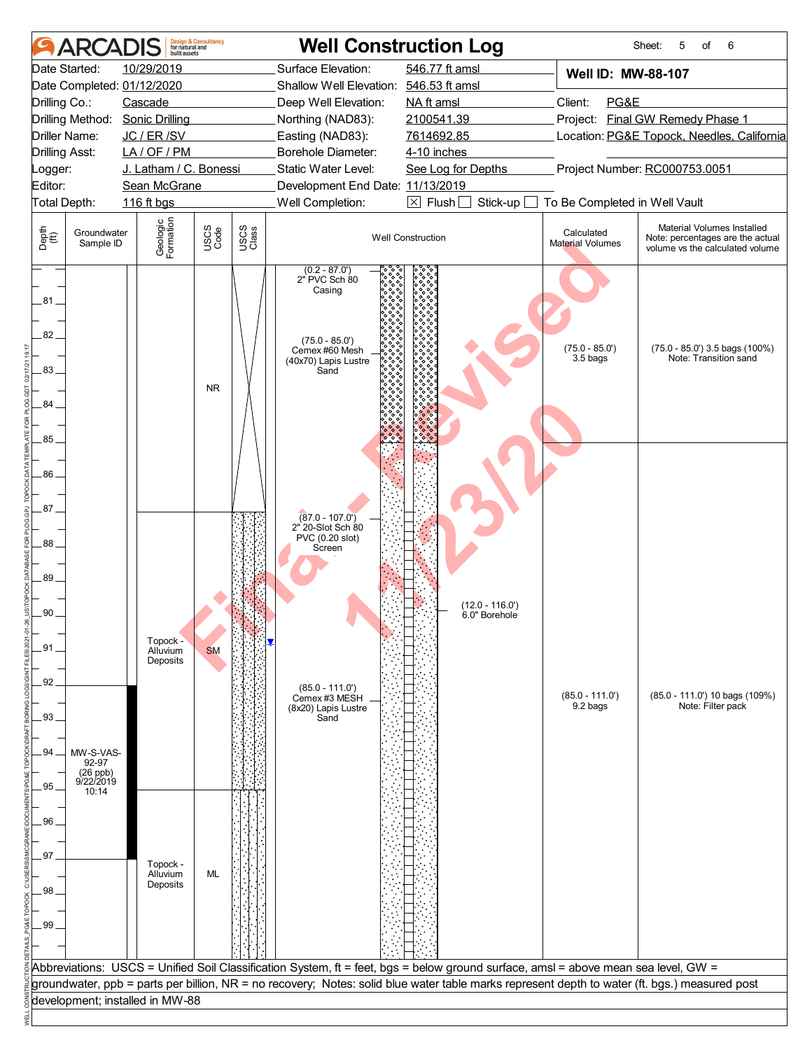# ARCADIS — Well Construction Log

Sheet: 5 of 6

| | | | |
|---|---|---|---|
| Date Started: | 10/29/2019 | Surface Elevation: | 546.77 ft amsl |
| Date Completed: | 01/12/2020 | Shallow Well Elevation: | 546.53 ft amsl |
| Drilling Co.: | Cascade | Deep Well Elevation: | NA ft amsl |
| Drilling Method: | Sonic Drilling | Northing (NAD83): | 2100541.39 |
| Driller Name: | JC / ER /SV | Easting (NAD83): | 7614692.85 |
| Drilling Asst: | LA / OF / PM | Borehole Diameter: | 4-10 inches |
| Logger: | J. Latham / C. Bonessi | Static Water Level: | See Log for Depths |
| Editor: | Sean McGrane | Development End Date: | 11/13/2019 |
| Total Depth: | 116 ft bgs | Well Completion: | ☒ Flush ☐ Stick-up ☐ To Be Completed in Well Vault |

**Well ID: MW-88-107**

Client: PG&E
Project: Final GW Remedy Phase 1
Location: PG&E Topock, Needles, California
Project Number: RC000753.0051

| Depth (ft) | Groundwater Sample ID | Geologic Formation | USCS Code | USCS Class | Well Construction | Calculated Material Volumes | Material Volumes Installed Note: percentages are the actual volume vs the calculated volume |
|---|---|---|---|---|---|---|---|
| 80–87 | | | NR | | (0.2 - 87.0') 2" PVC Sch 80 Casing; (75.0 - 85.0') Cemex #60 Mesh (40x70) Lapis Lustre Sand | (75.0 - 85.0') 3.5 bags | (75.0 - 85.0') 3.5 bags (100%) Note: Transition sand |
| 87–95 | MW-S-VAS-92-97 (26 ppb) 9/22/2019 10:14 | Topock - Alluvium Deposits | SM | | (87.0 - 107.0') 2" 20-Slot Sch 80 PVC (0.20 slot) Screen; (12.0 - 116.0') 6.0" Borehole; (85.0 - 111.0') Cemex #3 MESH (8x20) Lapis Lustre Sand | (85.0 - 111.0') 9.2 bags | (85.0 - 111.0') 10 bags (109%) Note: Filter pack |
| 95–100 | | Topock - Alluvium Deposits | ML | | | | |

Abbreviations: USCS = Unified Soil Classification System, ft = feet, bgs = below ground surface, amsl = above mean sea level, GW = groundwater, ppb = parts per billion, NR = no recovery; Notes: solid blue water table marks represent depth to water (ft. bgs.) measured post development; installed in MW-88

Final - Revised 1/23/20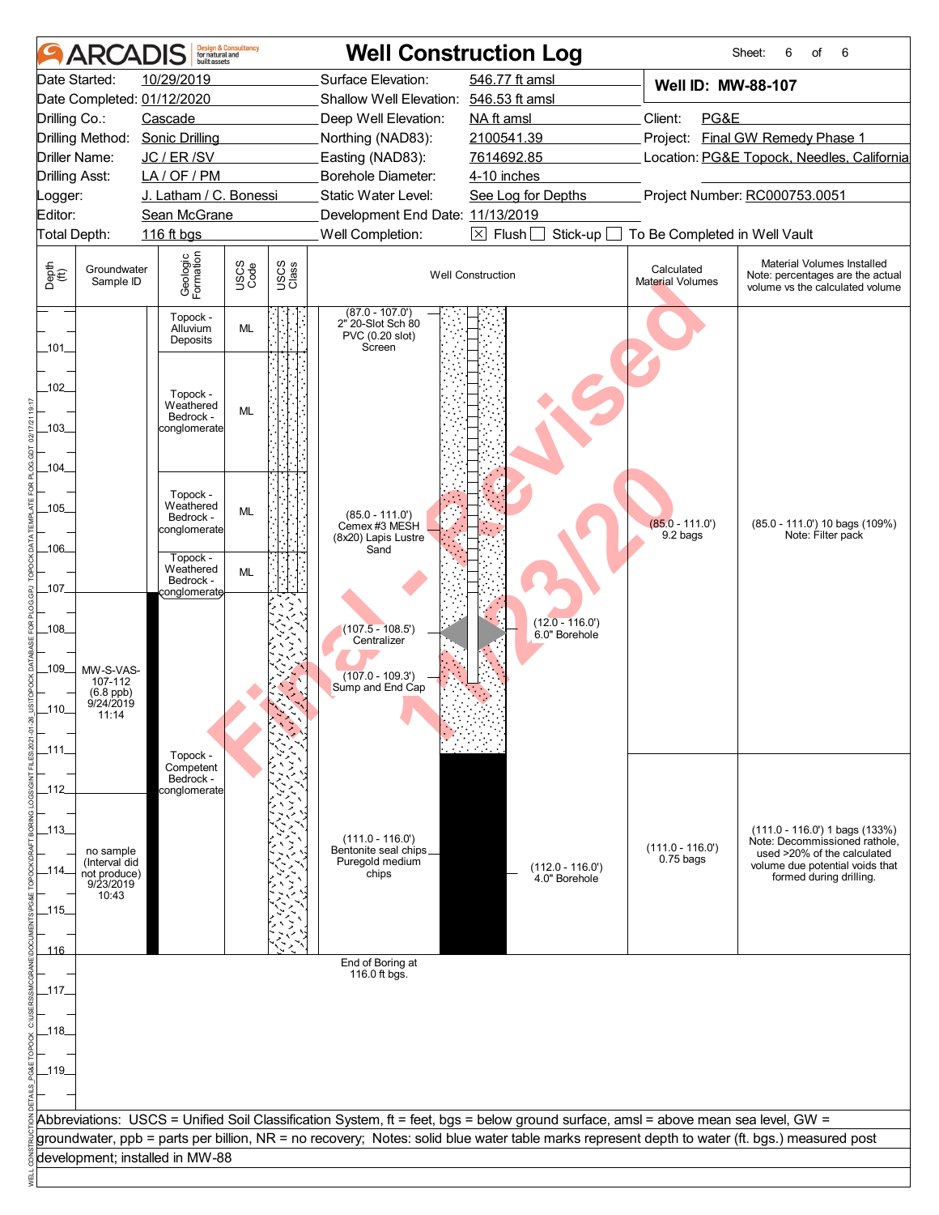# ARCADIS — Well Construction Log

Sheet: 6 of 6

| | | | |
|---|---|---|---|
| Date Started: | 10/29/2019 | Surface Elevation: | 546.77 ft amsl |
| Date Completed: | 01/12/2020 | Shallow Well Elevation: | 546.53 ft amsl |
| Drilling Co.: | Cascade | Deep Well Elevation: | NA ft amsl |
| Drilling Method: | Sonic Drilling | Northing (NAD83): | 2100541.39 |
| Driller Name: | JC / ER /SV | Easting (NAD83): | 7614692.85 |
| Drilling Asst: | LA / OF / PM | Borehole Diameter: | 4-10 inches |
| Logger: | J. Latham / C. Bonessi | Static Water Level: | See Log for Depths |
| Editor: | Sean McGrane | Development End Date: | 11/13/2019 |
| Total Depth: | 116 ft bgs | Well Completion: | ☒ Flush ☐ Stick-up ☐ To Be Completed in Well Vault |

**Well ID: MW-88-107**

Client: PG&E
Project: Final GW Remedy Phase 1
Location: PG&E Topock, Needles, California
Project Number: RC000753.0051

| Depth (ft) | Groundwater Sample ID | Geologic Formation | USCS Code | Well Construction | Calculated Material Volumes | Material Volumes Installed (Note: percentages are the actual volume vs the calculated volume) |
|---|---|---|---|---|---|---|
| 100–101 | | Topock - Alluvium Deposits | ML | (87.0 - 107.0') 2" 20-Slot Sch 80 PVC (0.20 slot) Screen | | |
| 101–104 | | Topock - Weathered Bedrock - conglomerate | ML | | | |
| 104–105.5 | | Topock - Weathered Bedrock - conglomerate | ML | (85.0 - 111.0') Cemex #3 MESH (8x20) Lapis Lustre Sand | (85.0 - 111.0') 9.2 bags | (85.0 - 111.0') 10 bags (109%) Note: Filter pack |
| 105.5–107 | | Topock - Weathered Bedrock - conglomerate | ML | | | |
| 107–112 | MW-S-VAS-107-112 (6.8 ppb) 9/24/2019 11:14 | Topock - Competent Bedrock - conglomerate | | (107.5 - 108.5') Centralizer; (107.0 - 109.3') Sump and End Cap; (12.0 - 116.0') 6.0" Borehole | | |
| 112–116 | no sample (Interval did not produce) 9/23/2019 10:43 | | | (111.0 - 116.0') Bentonite seal chips Puregold medium chips; (112.0 - 116.0') 4.0" Borehole | (111.0 - 116.0') 0.75 bags | (111.0 - 116.0') 1 bags (133%) Note: Decommissioned rathole, used >20% of the calculated volume due potential voids that formed during drilling. |

End of Boring at 116.0 ft bgs.

Abbreviations: USCS = Unified Soil Classification System, ft = feet, bgs = below ground surface, amsl = above mean sea level, GW = groundwater, ppb = parts per billion, NR = no recovery; Notes: solid blue water table marks represent depth to water (ft. bgs.) measured post development; installed in MW-88

Final - Revised 1/13/20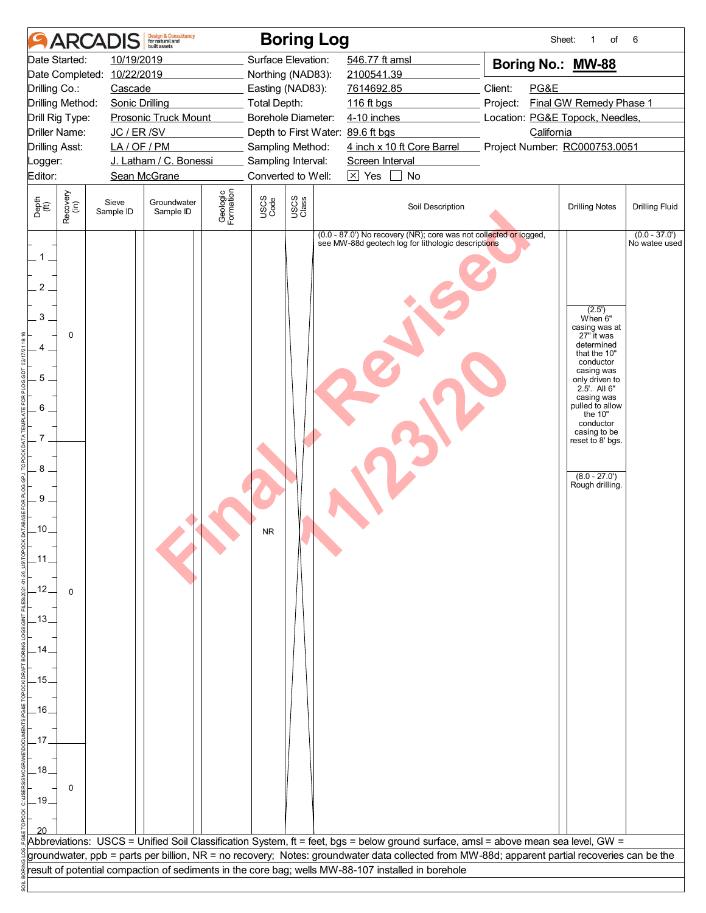# ARCADIS Boring Log

| | | | |
|---|---|---|---|
| Date Started: | 10/19/2019 | Surface Elevation: | 546.77 ft amsl |
| Date Completed: | 10/22/2019 | Northing (NAD83): | 2100541.39 |
| Drilling Co.: | Cascade | Easting (NAD83): | 7614692.85 |
| Drilling Method: | Sonic Drilling | Total Depth: | 116 ft bgs |
| Drill Rig Type: | Prosonic Truck Mount | Borehole Diameter: | 4-10 inches |
| Driller Name: | JC / ER /SV | Depth to First Water: | 89.6 ft bgs |
| Drilling Asst: | LA / OF / PM | Sampling Method: | 4 inch x 10 ft Core Barrel |
| Logger: | J. Latham / C. Bonessi | Sampling Interval: | Screen Interval |
| Editor: | Sean McGrane | Converted to Well: | [X] Yes [ ] No |

**Boring No.: MW-88**

Client: PG&E
Project: Final GW Remedy Phase 1
Location: PG&E Topock, Needles, California
Project Number: RC000753.0051

| Depth (ft) | Recovery (in) | Sieve Sample ID | Groundwater Sample ID | Geologic Formation | USCS Code | USCS Class | Soil Description | Drilling Notes | Drilling Fluid |
|---|---|---|---|---|---|---|---|---|---|
| 0–7 | 0 | | | | | | (0.0 - 87.0') No recovery (NR); core was not collected or logged, see MW-88d geotech log for lithologic descriptions | (2.5') When 6" casing was at 27" it was determined that the 10" conductor casing was only driven to 2.5'. All 6" casing was pulled to allow the 10" conductor casing to be reset to 8' bgs. | (0.0 - 37.0') No watee used |
| 7–17 | 0 | | | | NR | | | (8.0 - 27.0') Rough drilling. | |
| 17–20 | 0 | | | | | | | | |

Abbreviations: USCS = Unified Soil Classification System, ft = feet, bgs = below ground surface, amsl = above mean sea level, GW = groundwater, ppb = parts per billion, NR = no recovery; Notes: groundwater data collected from MW-88d; apparent partial recoveries can be the result of potential compaction of sediments in the core bag; wells MW-88-107 installed in borehole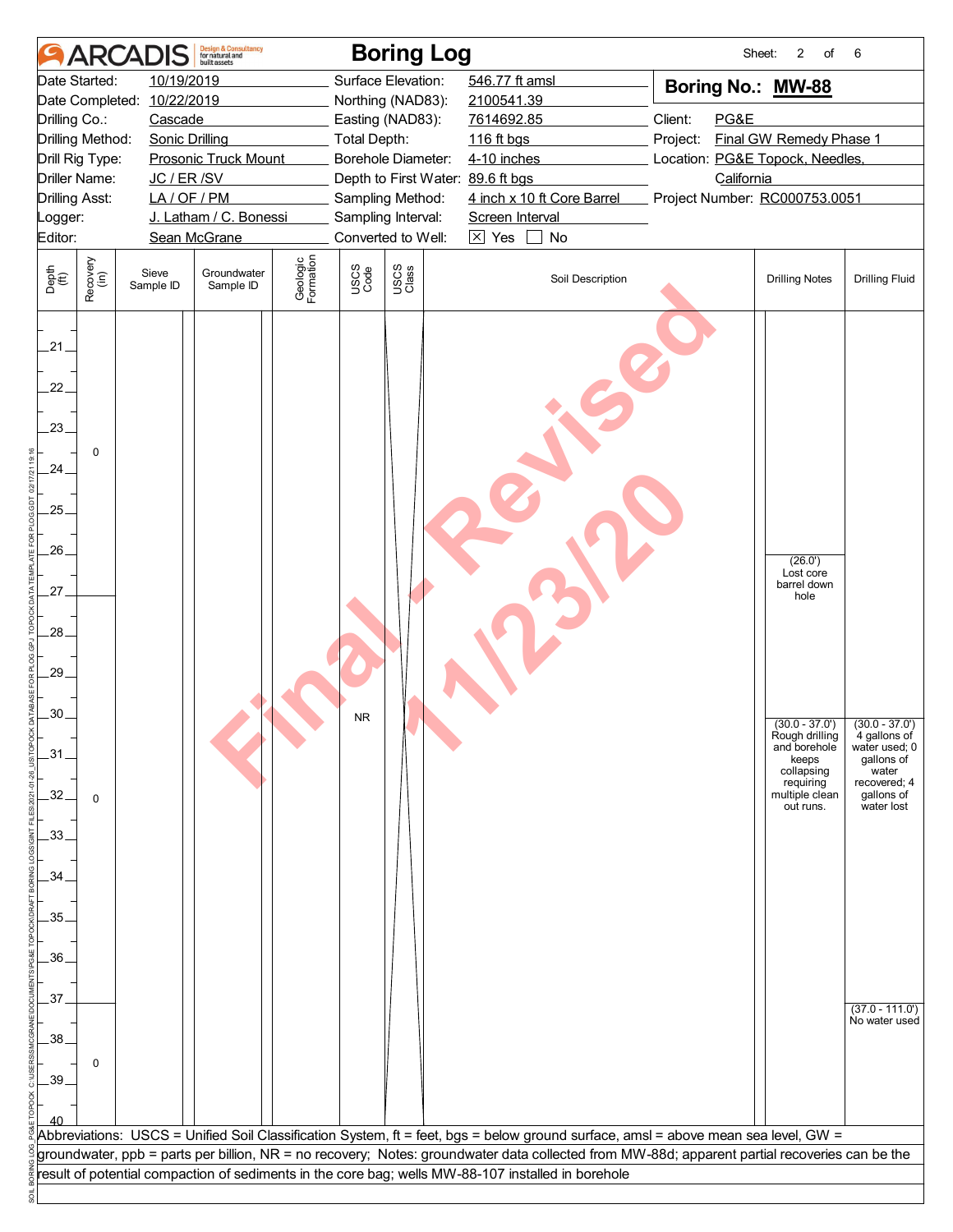# ARCADIS — Boring Log

Sheet: 2 of 6

| | | | |
|---|---|---|---|
| Date Started: | 10/19/2019 | Surface Elevation: | 546.77 ft amsl |
| Date Completed: | 10/22/2019 | Northing (NAD83): | 2100541.39 |
| Drilling Co.: | Cascade | Easting (NAD83): | 7614692.85 |
| Drilling Method: | Sonic Drilling | Total Depth: | 116 ft bgs |
| Drill Rig Type: | Prosonic Truck Mount | Borehole Diameter: | 4-10 inches |
| Driller Name: | JC / ER /SV | Depth to First Water: | 89.6 ft bgs |
| Drilling Asst: | LA / OF / PM | Sampling Method: | 4 inch x 10 ft Core Barrel |
| Logger: | J. Latham / C. Bonessi | Sampling Interval: | Screen Interval |
| Editor: | Sean McGrane | Converted to Well: | ☒ Yes ☐ No |

**Boring No.: MW-88**

Client: PG&E
Project: Final GW Remedy Phase 1
Location: PG&E Topock, Needles, California
Project Number: RC000753.0051

| Depth (ft) | Recovery (in) | Sieve Sample ID | Groundwater Sample ID | Geologic Formation | USCS Code | USCS Class | Soil Description | Drilling Notes | Drilling Fluid |
|---|---|---|---|---|---|---|---|---|---|
| 21–27 | 0 | | | | | | | (26.0') Lost core barrel down hole | |
| 27–37 | 0 | | | | NR | | | (30.0 - 37.0') Rough drilling and borehole keeps collapsing requiring multiple clean out runs. | (30.0 - 37.0') 4 gallons of water used; 0 gallons of water recovered; 4 gallons of water lost |
| 37–40 | 0 | | | | | | | | (37.0 - 111.0') No water used |

Abbreviations: USCS = Unified Soil Classification System, ft = feet, bgs = below ground surface, amsl = above mean sea level, GW = groundwater, ppb = parts per billion, NR = no recovery; Notes: groundwater data collected from MW-88d; apparent partial recoveries can be the result of potential compaction of sediments in the core bag; wells MW-88-107 installed in borehole

Final - Revised 11/23/20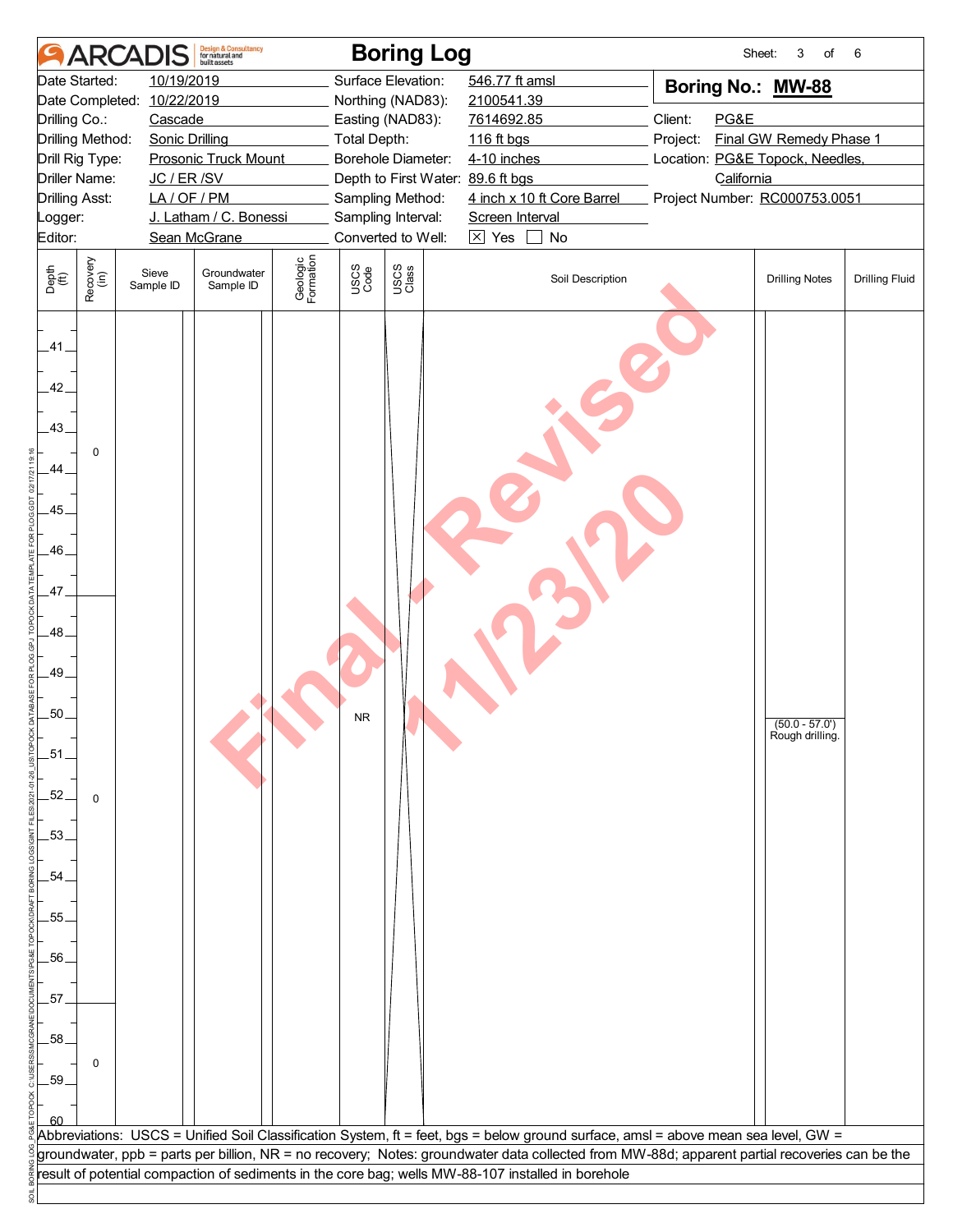# ARCADIS — Boring Log

Sheet: 3 of 6

| | | | | | |
|---|---|---|---|---|---|
| Date Started: | 10/19/2019 | Surface Elevation: | 546.77 ft amsl | **Boring No.:** | **MW-88** |
| Date Completed: | 10/22/2019 | Northing (NAD83): | 2100541.39 | | |
| Drilling Co.: | Cascade | Easting (NAD83): | 7614692.85 | Client: | PG&E |
| Drilling Method: | Sonic Drilling | Total Depth: | 116 ft bgs | Project: | Final GW Remedy Phase 1 |
| Drill Rig Type: | Prosonic Truck Mount | Borehole Diameter: | 4-10 inches | Location: | PG&E Topock, Needles, California |
| Driller Name: | JC / ER /SV | Depth to First Water: | 89.6 ft bgs | | |
| Drilling Asst: | LA / OF / PM | Sampling Method: | 4 inch x 10 ft Core Barrel | Project Number: | RC000753.0051 |
| Logger: | J. Latham / C. Bonessi | Sampling Interval: | Screen Interval | | |
| Editor: | Sean McGrane | Converted to Well: | ☒ Yes ☐ No | | |

| Depth (ft) | Recovery (in) | Sieve Sample ID | Groundwater Sample ID | Geologic Formation | USCS Code | USCS Class | Soil Description | Drilling Notes | Drilling Fluid |
|---|---|---|---|---|---|---|---|---|---|
| 40–47 | 0 | | | | | | | | |
| 47–57 | 0 | | | | NR | | | (50.0 - 57.0') Rough drilling. | |
| 57–60 | 0 | | | | | | | | |

Abbreviations: USCS = Unified Soil Classification System, ft = feet, bgs = below ground surface, amsl = above mean sea level, GW = groundwater, ppb = parts per billion, NR = no recovery; Notes: groundwater data collected from MW-88d; apparent partial recoveries can be the result of potential compaction of sediments in the core bag; wells MW-88-107 installed in borehole

Final - Revised 11/23/20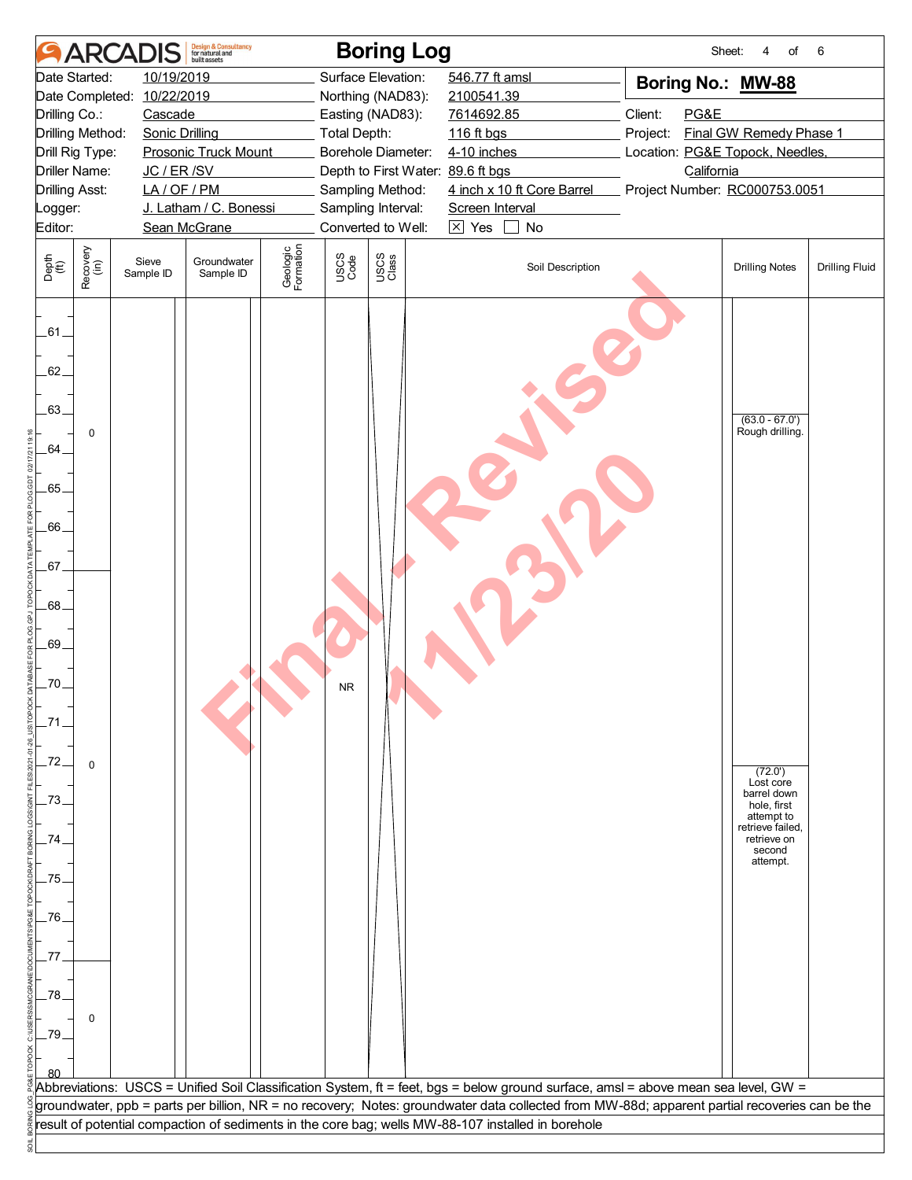# Boring Log

ARCADIS Design & Consultancy for natural and built assets

| | | | | | |
|---|---|---|---|---|---|
| Date Started: | 10/19/2019 | Surface Elevation: | 546.77 ft amsl | **Boring No.: MW-88** | |
| Date Completed: | 10/22/2019 | Northing (NAD83): | 2100541.39 | | |
| Drilling Co.: | Cascade | Easting (NAD83): | 7614692.85 | Client: | PG&E |
| Drilling Method: | Sonic Drilling | Total Depth: | 116 ft bgs | Project: | Final GW Remedy Phase 1 |
| Drill Rig Type: | Prosonic Truck Mount | Borehole Diameter: | 4-10 inches | Location: | PG&E Topock, Needles, California |
| Driller Name: | JC / ER /SV | Depth to First Water: | 89.6 ft bgs | | |
| Drilling Asst: | LA / OF / PM | Sampling Method: | 4 inch x 10 ft Core Barrel | Project Number: | RC000753.0051 |
| Logger: | J. Latham / C. Bonessi | Sampling Interval: | Screen Interval | | |
| Editor: | Sean McGrane | Converted to Well: | ☒ Yes ☐ No | | |

| Depth (ft) | Recovery (in) | Sieve Sample ID | Groundwater Sample ID | Geologic Formation | USCS Code | USCS Class | Soil Description | Drilling Notes | Drilling Fluid |
|---|---|---|---|---|---|---|---|---|---|
| 60.0 - 67.0 | 0 | | | | NR | | | (63.0 - 67.0') Rough drilling. | |
| 67.0 - 77.0 | 0 | | | | NR | | | (72.0') Lost core barrel down hole, first attempt to retrieve failed, retrieve on second attempt. | |
| 77.0 - 80.0 | 0 | | | | NR | | | | |

Abbreviations: USCS = Unified Soil Classification System, ft = feet, bgs = below ground surface, amsl = above mean sea level, GW = groundwater, ppb = parts per billion, NR = no recovery; Notes: groundwater data collected from MW-88d; apparent partial recoveries can be the result of potential compaction of sediments in the core bag; wells MW-88-107 installed in borehole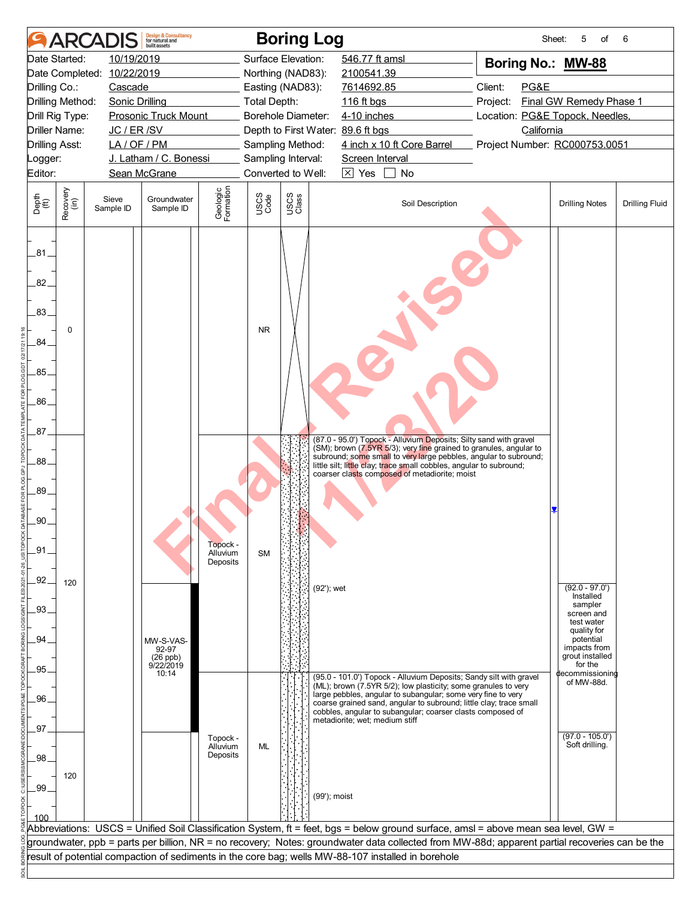# ARCADIS — Boring Log

| | | | | | |
|---|---|---|---|---|---|
| Date Started: | 10/19/2019 | Surface Elevation: | 546.77 ft amsl | **Boring No.: MW-88** | |
| Date Completed: | 10/22/2019 | Northing (NAD83): | 2100541.39 | | |
| Drilling Co.: | Cascade | Easting (NAD83): | 7614692.85 | Client: | PG&E |
| Drilling Method: | Sonic Drilling | Total Depth: | 116 ft bgs | Project: | Final GW Remedy Phase 1 |
| Drill Rig Type: | Prosonic Truck Mount | Borehole Diameter: | 4-10 inches | Location: | PG&E Topock, Needles, California |
| Driller Name: | JC / ER /SV | Depth to First Water: | 89.6 ft bgs | | |
| Drilling Asst: | LA / OF / PM | Sampling Method: | 4 inch x 10 ft Core Barrel | Project Number: | RC000753.0051 |
| Logger: | J. Latham / C. Bonessi | Sampling Interval: | Screen Interval | | |
| Editor: | Sean McGrane | Converted to Well: | ☒ Yes ☐ No | | |

| Depth (ft) | Recovery (in) | Sieve Sample ID | Groundwater Sample ID | Geologic Formation | USCS Code | USCS Class | Soil Description | Drilling Notes | Drilling Fluid |
|---|---|---|---|---|---|---|---|---|---|
| 80–87 | 0 | | | | NR | | | | |
| 87–95 | 120 | | MW-S-VAS-92-97 (26 ppb) 9/22/2019 10:14 | Topock - Alluvium Deposits | SM | | (87.0 - 95.0') Topock - Alluvium Deposits; Silty sand with gravel (SM); brown (7.5YR 5/3); very fine grained to granules, angular to subround; some small to very large pebbles, angular to subround; little silt; little clay; trace small cobbles, angular to subround; coarser clasts composed of metadiorite; moist<br>(92'); wet | ▼ (89.6')<br>(92.0 - 97.0') Installed sampler screen and test water quality for potential impacts from grout installed for the decommissioning of MW-88d. | |
| 95–100 | 120 | | | Topock - Alluvium Deposits | ML | | (95.0 - 101.0') Topock - Alluvium Deposits; Sandy silt with gravel (ML); brown (7.5YR 5/2); low plasticity; some granules to very large pebbles, angular to subangular; some very fine to very coarse grained sand, angular to subround; little clay; trace small cobbles, angular to subangular; coarser clasts composed of metadiorite; wet; medium stiff<br>(99'); moist | (97.0 - 105.0') Soft drilling. | |

Abbreviations: USCS = Unified Soil Classification System, ft = feet, bgs = below ground surface, amsl = above mean sea level, GW = groundwater, ppb = parts per billion, NR = no recovery; Notes: groundwater data collected from MW-88d; apparent partial recoveries can be the result of potential compaction of sediments in the core bag; wells MW-88-107 installed in borehole

Final - Revised 11/23/20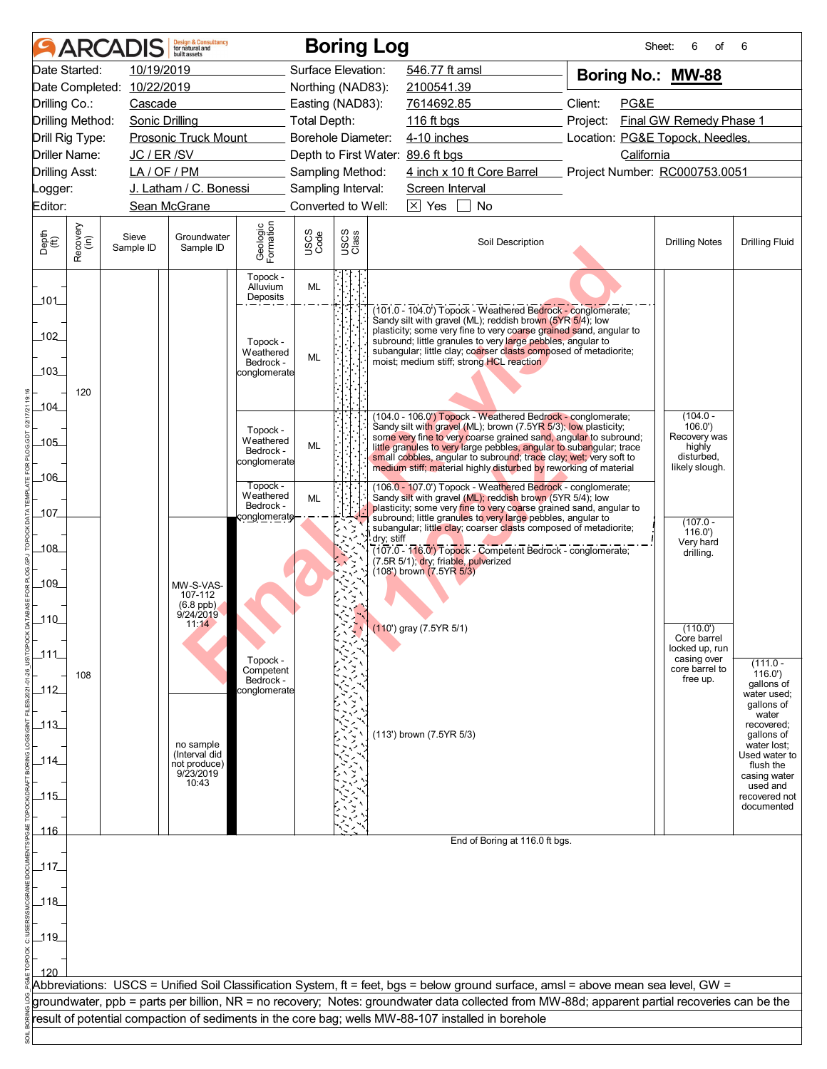# ARCADIS Boring Log

Sheet: 6 of 6

| | | | |
|---|---|---|---|
| Date Started: 10/19/2019 | Surface Elevation: 546.77 ft amsl | **Boring No.: MW-88** | |
| Date Completed: 10/22/2019 | Northing (NAD83): 2100541.39 | | |
| Drilling Co.: Cascade | Easting (NAD83): 7614692.85 | Client: PG&E | |
| Drilling Method: Sonic Drilling | Total Depth: 116 ft bgs | Project: Final GW Remedy Phase 1 | |
| Drill Rig Type: Prosonic Truck Mount | Borehole Diameter: 4-10 inches | Location: PG&E Topock, Needles, California | |
| Driller Name: JC / ER /SV | Depth to First Water: 89.6 ft bgs | | |
| Drilling Asst: LA / OF / PM | Sampling Method: 4 inch x 10 ft Core Barrel | Project Number: RC000753.0051 | |
| Logger: J. Latham / C. Bonessi | Sampling Interval: Screen Interval | | |
| Editor: Sean McGrane | Converted to Well: [X] Yes [ ] No | | |

| Depth (ft) | Recovery (in) | Sieve Sample ID | Groundwater Sample ID | Geologic Formation | USCS Code | Soil Description | Drilling Notes | Drilling Fluid |
|---|---|---|---|---|---|---|---|---|
| 100–101 | 120 | | | Topock - Alluvium Deposits | ML | | | |
| 101–104 | | | | Topock - Weathered Bedrock - conglomerate | ML | (101.0 - 104.0') Topock - Weathered Bedrock - conglomerate; Sandy silt with gravel (ML); reddish brown (5YR 5/4); low plasticity; some very fine to very coarse grained sand, angular to subround; little granules to very large pebbles, angular to subangular; little clay; coarser clasts composed of metadiorite; moist; medium stiff; strong HCL reaction | | |
| 104–106 | | | | Topock - Weathered Bedrock - conglomerate | ML | (104.0 - 106.0') Topock - Weathered Bedrock - conglomerate; Sandy silt with gravel (ML); brown (7.5YR 5/3); low plasticity; some very fine to very coarse grained sand, angular to subround; little granules to very large pebbles, angular to subangular; trace small cobbles, angular to subround; trace clay; wet; very soft to medium stiff; material highly disturbed by reworking of material | (104.0 - 106.0') Recovery was highly disturbed, likely slough. | |
| 106–107 | | | | Topock - Weathered Bedrock - conglomerate | ML | (106.0 - 107.0') Topock - Weathered Bedrock - conglomerate; Sandy silt with gravel (ML); reddish brown (5YR 5/4); low plasticity; some very fine to very coarse grained sand, angular to subround; little granules to very large pebbles, angular to subangular; little clay; coarser clasts composed of metadiorite; dry; stiff | | |
| 107–116 | 108 | | MW-S-VAS-107-112 (6.8 ppb) 9/24/2019 11:14; no sample (Interval did not produce) 9/23/2019 10:43 | Topock - Competent Bedrock - conglomerate | | (107.0 - 116.0') Topock - Competent Bedrock - conglomerate; (7.5R 5/1); dry; friable, pulverized<br>(108') brown (7.5YR 5/3)<br>(110') gray (7.5YR 5/1)<br>(113') brown (7.5YR 5/3) | (107.0 - 116.0') Very hard drilling.<br>(110.0') Core barrel locked up, run casing over core barrel to free up. | (111.0 - 116.0') gallons of water used; gallons of water recovered; gallons of water lost; Used water to flush the casing water used and recovered not documented |

End of Boring at 116.0 ft bgs.

Abbreviations: USCS = Unified Soil Classification System, ft = feet, bgs = below ground surface, amsl = above mean sea level, GW = groundwater, ppb = parts per billion, NR = no recovery; Notes: groundwater data collected from MW-88d; apparent partial recoveries can be the result of potential compaction of sediments in the core bag; wells MW-88-107 installed in borehole

Final, Revised 1/12/2021